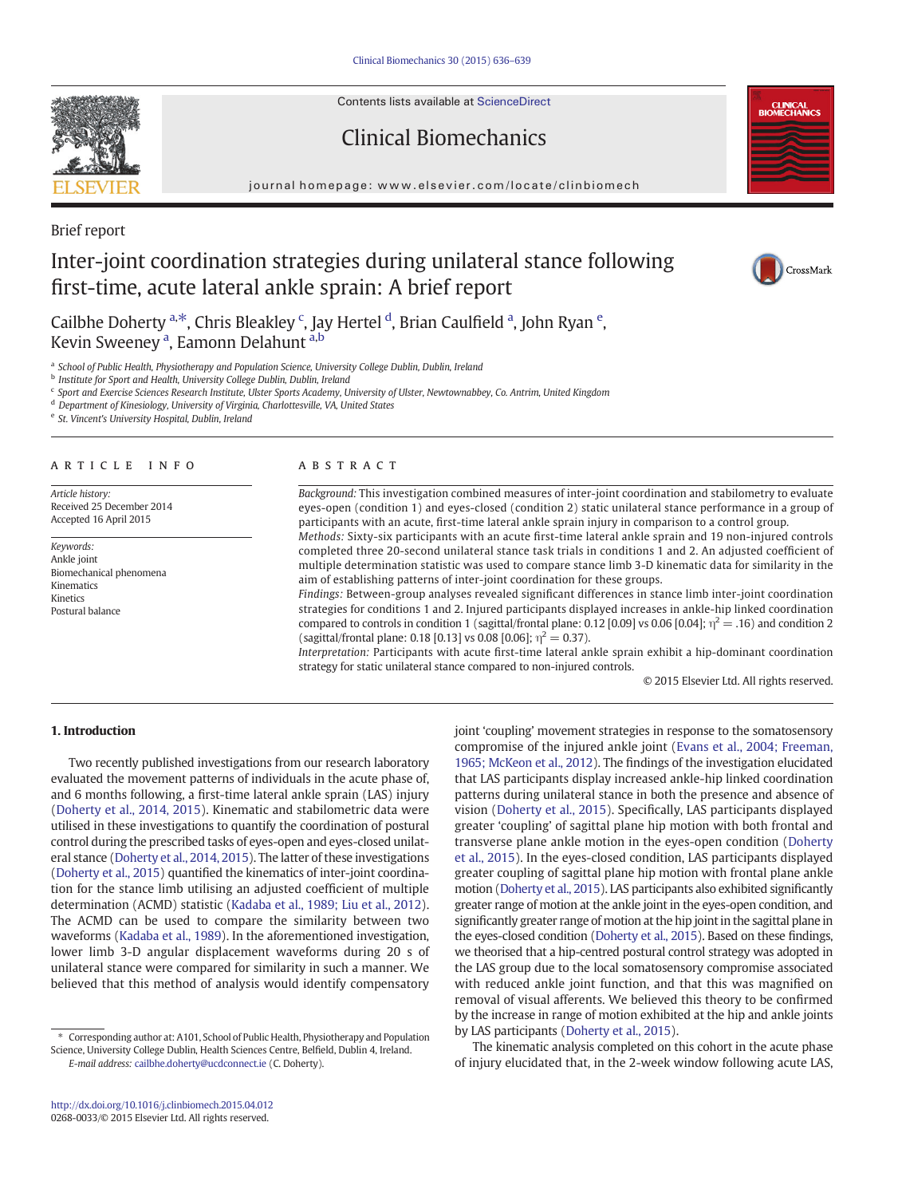Brief report

# Inter-joint coordination strategies during unilateral stance following first-time, acute lateral ankle sprain: A brief report

Cailbhe Doherty [a,*], Chris Bleakley [c], Jay Hertel [d], Brian Caulfield [a], John Ryan [e], Kevin Sweeney [a], Eamonn Delahunt [a,b]

[a] School of Public Health, Physiotherapy and Population Science, University College Dublin, Dublin, Ireland
[b] Institute for Sport and Health, University College Dublin, Dublin, Ireland
[c] Sport and Exercise Sciences Research Institute, Ulster Sports Academy, University of Ulster, Newtownabbey, Co. Antrim, United Kingdom
[d] Department of Kinesiology, University of Virginia, Charlottesville, VA, United States
[e] St. Vincent's University Hospital, Dublin, Ireland

## ARTICLE INFO

*Article history:*
Received 25 December 2014
Accepted 16 April 2015

*Keywords:*
Ankle joint
Biomechanical phenomena
Kinematics
Kinetics
Postural balance

## ABSTRACT

*Background:* This investigation combined measures of inter-joint coordination and stabilometry to evaluate eyes-open (condition 1) and eyes-closed (condition 2) static unilateral stance performance in a group of participants with an acute, first-time lateral ankle sprain injury in comparison to a control group.

*Methods:* Sixty-six participants with an acute first-time lateral ankle sprain and 19 non-injured controls completed three 20-second unilateral stance task trials in conditions 1 and 2. An adjusted coefficient of multiple determination statistic was used to compare stance limb 3-D kinematic data for similarity in the aim of establishing patterns of inter-joint coordination for these groups.

*Findings:* Between-group analyses revealed significant differences in stance limb inter-joint coordination strategies for conditions 1 and 2. Injured participants displayed increases in ankle-hip linked coordination compared to controls in condition 1 (sagittal/frontal plane: 0.12 [0.09] vs 0.06 [0.04]; $\eta^2 = .16$) and condition 2 (sagittal/frontal plane: 0.18 [0.13] vs 0.08 [0.06]; $\eta^2 = 0.37$).

*Interpretation:* Participants with acute first-time lateral ankle sprain exhibit a hip-dominant coordination strategy for static unilateral stance compared to non-injured controls.

© 2015 Elsevier Ltd. All rights reserved.

## 1. Introduction

Two recently published investigations from our research laboratory evaluated the movement patterns of individuals in the acute phase of, and 6 months following, a first-time lateral ankle sprain (LAS) injury (Doherty et al., 2014, 2015). Kinematic and stabilometric data were utilised in these investigations to quantify the coordination of postural control during the prescribed tasks of eyes-open and eyes-closed unilateral stance (Doherty et al., 2014, 2015). The latter of these investigations (Doherty et al., 2015) quantified the kinematics of inter-joint coordination for the stance limb utilising an adjusted coefficient of multiple determination (ACMD) statistic (Kadaba et al., 1989; Liu et al., 2012). The ACMD can be used to compare the similarity between two waveforms (Kadaba et al., 1989). In the aforementioned investigation, lower limb 3-D angular displacement waveforms during 20 s of unilateral stance were compared for similarity in such a manner. We believed that this method of analysis would identify compensatory joint 'coupling' movement strategies in response to the somatosensory compromise of the injured ankle joint (Evans et al., 2004; Freeman, 1965; McKeon et al., 2012). The findings of the investigation elucidated that LAS participants display increased ankle-hip linked coordination patterns during unilateral stance in both the presence and absence of vision (Doherty et al., 2015). Specifically, LAS participants displayed greater 'coupling' of sagittal plane hip motion with both frontal and transverse plane ankle motion in the eyes-open condition (Doherty et al., 2015). In the eyes-closed condition, LAS participants displayed greater coupling of sagittal plane hip motion with frontal plane ankle motion (Doherty et al., 2015). LAS participants also exhibited significantly greater range of motion at the ankle joint in the eyes-open condition, and significantly greater range of motion at the hip joint in the sagittal plane in the eyes-closed condition (Doherty et al., 2015). Based on these findings, we theorised that a hip-centred postural control strategy was adopted in the LAS group due to the local somatosensory compromise associated with reduced ankle joint function, and that this was magnified on removal of visual afferents. We believed this theory to be confirmed by the increase in range of motion exhibited at the hip and ankle joints by LAS participants (Doherty et al., 2015).

The kinematic analysis completed on this cohort in the acute phase of injury elucidated that, in the 2-week window following acute LAS,

* Corresponding author at: A101, School of Public Health, Physiotherapy and Population Science, University College Dublin, Health Sciences Centre, Belfield, Dublin 4, Ireland.
*E-mail address:* cailbhe.doherty@ucdconnect.ie (C. Doherty).

http://dx.doi.org/10.1016/j.clinbiomech.2015.04.012
0268-0033/© 2015 Elsevier Ltd. All rights reserved.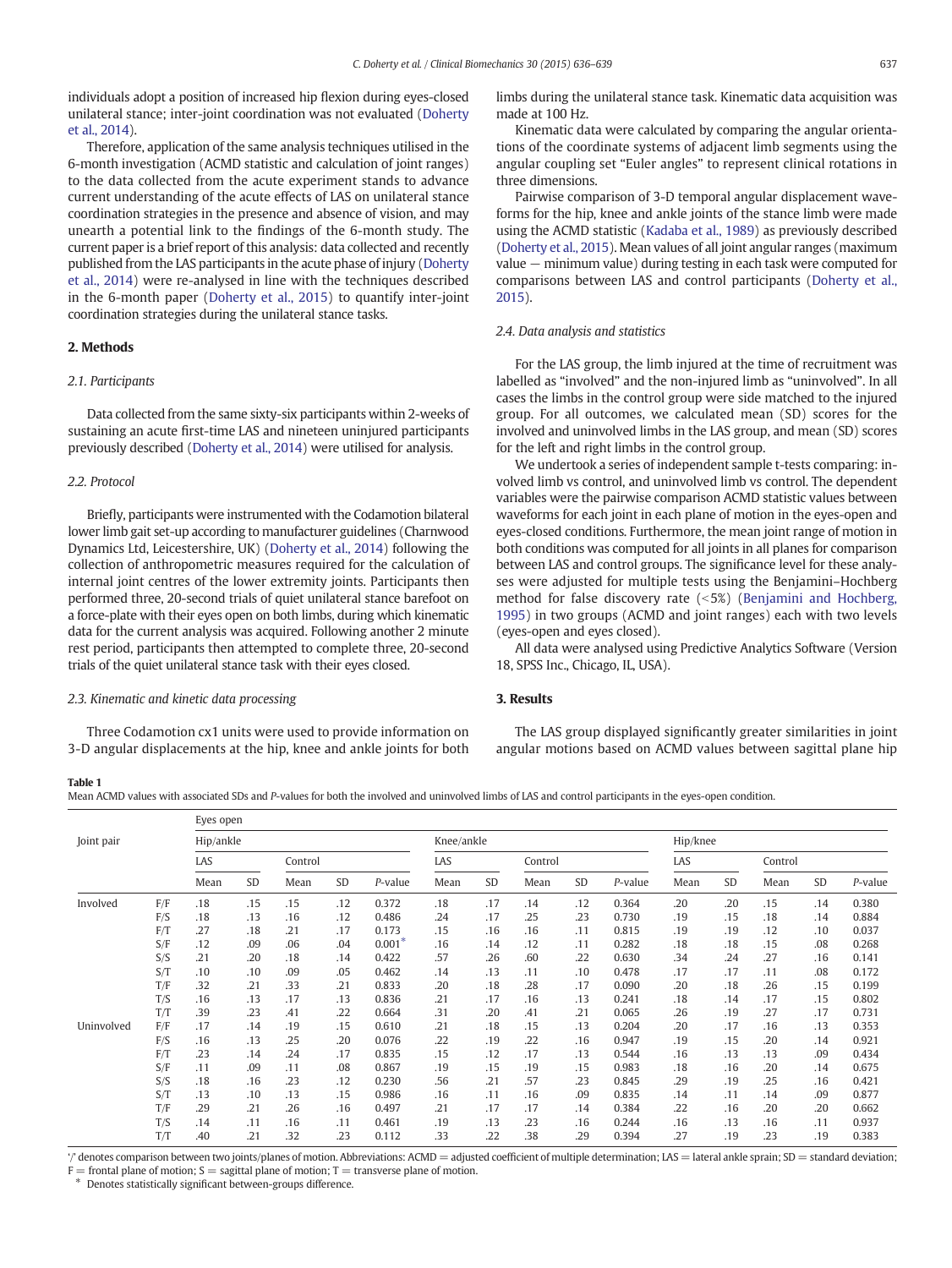individuals adopt a position of increased hip flexion during eyes-closed unilateral stance; inter-joint coordination was not evaluated (Doherty et al., 2014).

Therefore, application of the same analysis techniques utilised in the 6-month investigation (ACMD statistic and calculation of joint ranges) to the data collected from the acute experiment stands to advance current understanding of the acute effects of LAS on unilateral stance coordination strategies in the presence and absence of vision, and may unearth a potential link to the findings of the 6-month study. The current paper is a brief report of this analysis: data collected and recently published from the LAS participants in the acute phase of injury (Doherty et al., 2014) were re-analysed in line with the techniques described in the 6-month paper (Doherty et al., 2015) to quantify inter-joint coordination strategies during the unilateral stance tasks.

## 2. Methods

### 2.1. Participants

Data collected from the same sixty-six participants within 2-weeks of sustaining an acute first-time LAS and nineteen uninjured participants previously described (Doherty et al., 2014) were utilised for analysis.

### 2.2. Protocol

Briefly, participants were instrumented with the Codamotion bilateral lower limb gait set-up according to manufacturer guidelines (Charnwood Dynamics Ltd, Leicestershire, UK) (Doherty et al., 2014) following the collection of anthropometric measures required for the calculation of internal joint centres of the lower extremity joints. Participants then performed three, 20-second trials of quiet unilateral stance barefoot on a force-plate with their eyes open on both limbs, during which kinematic data for the current analysis was acquired. Following another 2 minute rest period, participants then attempted to complete three, 20-second trials of the quiet unilateral stance task with their eyes closed.

### 2.3. Kinematic and kinetic data processing

Three Codamotion cx1 units were used to provide information on 3-D angular displacements at the hip, knee and ankle joints for both limbs during the unilateral stance task. Kinematic data acquisition was made at 100 Hz.

Kinematic data were calculated by comparing the angular orientations of the coordinate systems of adjacent limb segments using the angular coupling set "Euler angles" to represent clinical rotations in three dimensions.

Pairwise comparison of 3-D temporal angular displacement waveforms for the hip, knee and ankle joints of the stance limb were made using the ACMD statistic (Kadaba et al., 1989) as previously described (Doherty et al., 2015). Mean values of all joint angular ranges (maximum value − minimum value) during testing in each task were computed for comparisons between LAS and control participants (Doherty et al., 2015).

### 2.4. Data analysis and statistics

For the LAS group, the limb injured at the time of recruitment was labelled as "involved" and the non-injured limb as "uninvolved". In all cases the limbs in the control group were side matched to the injured group. For all outcomes, we calculated mean (SD) scores for the involved and uninvolved limbs in the LAS group, and mean (SD) scores for the left and right limbs in the control group.

We undertook a series of independent sample t-tests comparing: involved limb vs control, and uninvolved limb vs control. The dependent variables were the pairwise comparison ACMD statistic values between waveforms for each joint in each plane of motion in the eyes-open and eyes-closed conditions. Furthermore, the mean joint range of motion in both conditions was computed for all joints in all planes for comparison between LAS and control groups. The significance level for these analyses were adjusted for multiple tests using the Benjamini–Hochberg method for false discovery rate (<5%) (Benjamini and Hochberg, 1995) in two groups (ACMD and joint ranges) each with two levels (eyes-open and eyes closed).

All data were analysed using Predictive Analytics Software (Version 18, SPSS Inc., Chicago, IL, USA).

## 3. Results

The LAS group displayed significantly greater similarities in joint angular motions based on ACMD values between sagittal plane hip

**Table 1**
Mean ACMD values with associated SDs and *P*-values for both the involved and uninvolved limbs of LAS and control participants in the eyes-open condition.

| Joint pair | | Eyes open | | | | | | | | | | | | | | |
|---|---|---|---|---|---|---|---|---|---|---|---|---|---|---|---|---|
| | | Hip/ankle | | | | | Knee/ankle | | | | | Hip/knee | | | | |
| | | LAS | | Control | | | LAS | | Control | | | LAS | | Control | | |
| | | Mean | SD | Mean | SD | *P*-value | Mean | SD | Mean | SD | *P*-value | Mean | SD | Mean | SD | *P*-value |
| Involved | F/F | .18 | .15 | .15 | .12 | 0.372 | .18 | .17 | .14 | .12 | 0.364 | .20 | .20 | .15 | .14 | 0.380 |
| | F/S | .18 | .13 | .16 | .12 | 0.486 | .24 | .17 | .25 | .23 | 0.730 | .19 | .15 | .18 | .14 | 0.884 |
| | F/T | .27 | .18 | .21 | .17 | 0.173 | .15 | .16 | .16 | .11 | 0.815 | .19 | .19 | .12 | .10 | 0.037 |
| | S/F | .12 | .09 | .06 | .04 | 0.001* | .16 | .14 | .12 | .11 | 0.282 | .18 | .18 | .15 | .08 | 0.268 |
| | S/S | .21 | .20 | .18 | .14 | 0.422 | .57 | .26 | .60 | .22 | 0.630 | .34 | .24 | .27 | .16 | 0.141 |
| | S/T | .10 | .10 | .09 | .05 | 0.462 | .14 | .13 | .11 | .10 | 0.478 | .17 | .17 | .11 | .08 | 0.172 |
| | T/F | .32 | .21 | .33 | .21 | 0.833 | .20 | .18 | .28 | .17 | 0.090 | .20 | .18 | .26 | .15 | 0.199 |
| | T/S | .16 | .13 | .17 | .13 | 0.836 | .21 | .17 | .16 | .13 | 0.241 | .18 | .14 | .17 | .15 | 0.802 |
| | T/T | .39 | .23 | .41 | .22 | 0.664 | .31 | .20 | .41 | .21 | 0.065 | .26 | .19 | .27 | .17 | 0.731 |
| Uninvolved | F/F | .17 | .14 | .19 | .15 | 0.610 | .21 | .18 | .15 | .13 | 0.204 | .20 | .17 | .16 | .13 | 0.353 |
| | F/S | .16 | .13 | .25 | .20 | 0.076 | .22 | .19 | .22 | .16 | 0.947 | .19 | .15 | .20 | .14 | 0.921 |
| | F/T | .23 | .14 | .24 | .17 | 0.835 | .15 | .12 | .17 | .13 | 0.544 | .16 | .13 | .13 | .09 | 0.434 |
| | S/F | .11 | .09 | .11 | .08 | 0.867 | .19 | .15 | .19 | .15 | 0.983 | .18 | .16 | .20 | .14 | 0.675 |
| | S/S | .18 | .16 | .23 | .12 | 0.230 | .56 | .21 | .57 | .23 | 0.845 | .29 | .19 | .25 | .16 | 0.421 |
| | S/T | .13 | .10 | .13 | .15 | 0.986 | .16 | .11 | .16 | .09 | 0.835 | .14 | .11 | .14 | .09 | 0.877 |
| | T/F | .29 | .21 | .26 | .16 | 0.497 | .21 | .17 | .17 | .14 | 0.384 | .22 | .16 | .20 | .20 | 0.662 |
| | T/S | .14 | .11 | .16 | .11 | 0.461 | .19 | .13 | .23 | .16 | 0.244 | .16 | .13 | .16 | .11 | 0.937 |
| | T/T | .40 | .21 | .32 | .23 | 0.112 | .33 | .22 | .38 | .29 | 0.394 | .27 | .19 | .23 | .19 | 0.383 |

'/' denotes comparison between two joints/planes of motion. Abbreviations: ACMD = adjusted coefficient of multiple determination; LAS = lateral ankle sprain; SD = standard deviation; F = frontal plane of motion; S = sagittal plane of motion; T = transverse plane of motion.
\* Denotes statistically significant between-groups difference.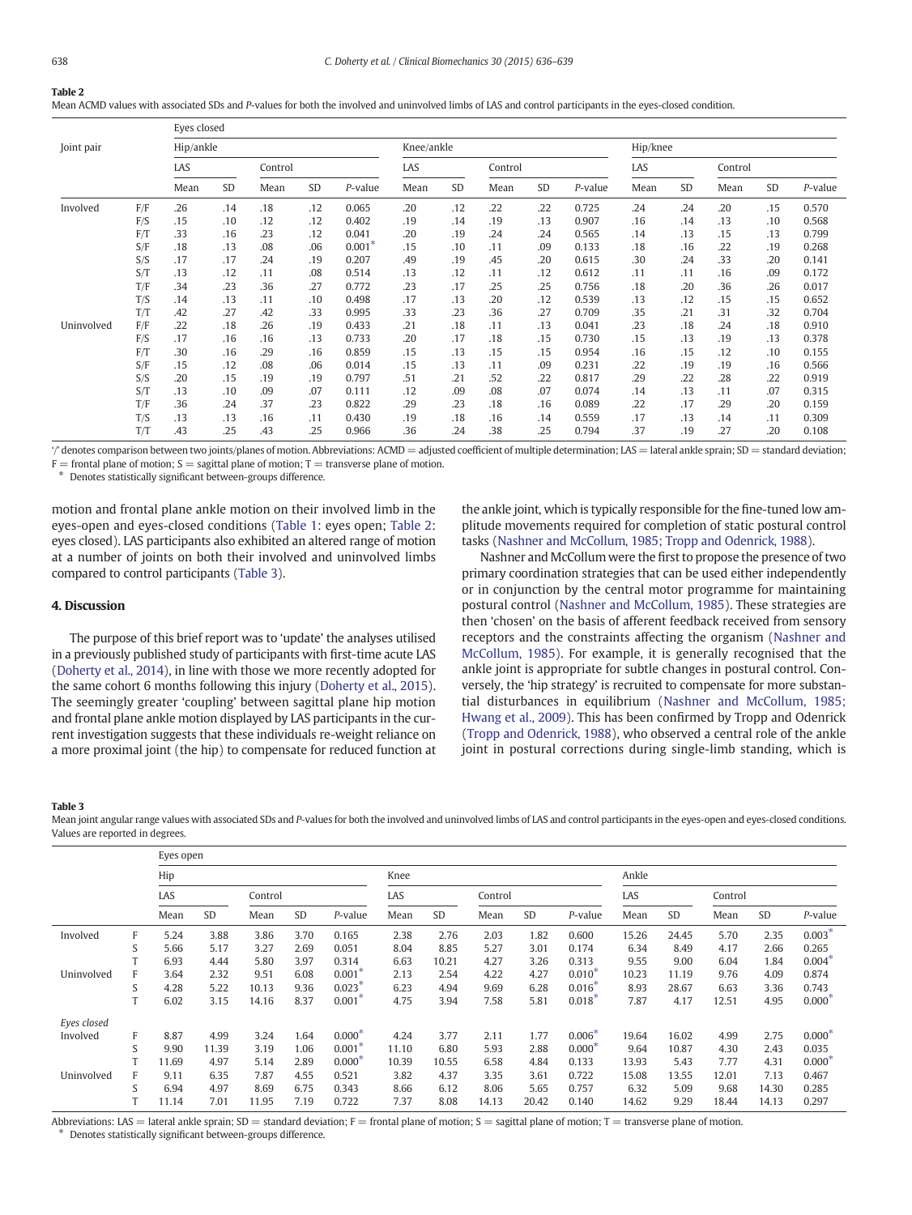**Table 2**
Mean ACMD values with associated SDs and P-values for both the involved and uninvolved limbs of LAS and control participants in the eyes-closed condition.

| Joint pair | | Eyes closed | | | | | | | | | | | | | | |
|---|---|---|---|---|---|---|---|---|---|---|---|---|---|---|---|---|
| | | Hip/ankle | | | | | Knee/ankle | | | | | Hip/knee | | | | |
| | | LAS | | Control | | | LAS | | Control | | | LAS | | Control | | |
| | | Mean | SD | Mean | SD | P-value | Mean | SD | Mean | SD | P-value | Mean | SD | Mean | SD | P-value |
| Involved | F/F | .26 | .14 | .18 | .12 | 0.065 | .20 | .12 | .22 | .22 | 0.725 | .24 | .24 | .20 | .15 | 0.570 |
| | F/S | .15 | .10 | .12 | .12 | 0.402 | .19 | .14 | .19 | .13 | 0.907 | .16 | .14 | .13 | .10 | 0.568 |
| | F/T | .33 | .16 | .23 | .12 | 0.041 | .20 | .19 | .24 | .24 | 0.565 | .14 | .13 | .15 | .13 | 0.799 |
| | S/F | .18 | .13 | .08 | .06 | 0.001* | .15 | .10 | .11 | .09 | 0.133 | .18 | .16 | .22 | .19 | 0.268 |
| | S/S | .17 | .17 | .24 | .19 | 0.207 | .49 | .19 | .45 | .20 | 0.615 | .30 | .24 | .33 | .20 | 0.141 |
| | S/T | .13 | .12 | .11 | .08 | 0.514 | .13 | .12 | .11 | .12 | 0.612 | .11 | .11 | .16 | .09 | 0.172 |
| | T/F | .34 | .23 | .36 | .27 | 0.772 | .23 | .17 | .25 | .25 | 0.756 | .18 | .20 | .36 | .26 | 0.017 |
| | T/S | .14 | .13 | .11 | .10 | 0.498 | .17 | .13 | .20 | .12 | 0.539 | .13 | .12 | .15 | .15 | 0.652 |
| | T/T | .42 | .27 | .42 | .33 | 0.995 | .33 | .23 | .36 | .27 | 0.709 | .35 | .21 | .31 | .32 | 0.704 |
| Uninvolved | F/F | .22 | .18 | .26 | .19 | 0.433 | .21 | .18 | .11 | .13 | 0.041 | .23 | .18 | .24 | .18 | 0.910 |
| | F/S | .17 | .16 | .16 | .13 | 0.733 | .20 | .17 | .18 | .15 | 0.730 | .15 | .13 | .19 | .13 | 0.378 |
| | F/T | .30 | .16 | .29 | .16 | 0.859 | .15 | .13 | .15 | .15 | 0.954 | .16 | .15 | .12 | .10 | 0.155 |
| | S/F | .15 | .12 | .08 | .06 | 0.014 | .15 | .13 | .11 | .09 | 0.231 | .22 | .19 | .19 | .16 | 0.566 |
| | S/S | .20 | .15 | .19 | .19 | 0.797 | .51 | .21 | .52 | .22 | 0.817 | .29 | .22 | .28 | .22 | 0.919 |
| | S/T | .13 | .10 | .09 | .07 | 0.111 | .12 | .09 | .08 | .07 | 0.074 | .14 | .13 | .11 | .07 | 0.315 |
| | T/F | .36 | .24 | .37 | .23 | 0.822 | .29 | .23 | .18 | .16 | 0.089 | .22 | .17 | .29 | .20 | 0.159 |
| | T/S | .13 | .13 | .16 | .11 | 0.430 | .19 | .18 | .16 | .14 | 0.559 | .17 | .13 | .14 | .11 | 0.309 |
| | T/T | .43 | .25 | .43 | .25 | 0.966 | .36 | .24 | .38 | .25 | 0.794 | .37 | .19 | .27 | .20 | 0.108 |

'/' denotes comparison between two joints/planes of motion. Abbreviations: ACMD = adjusted coefficient of multiple determination; LAS = lateral ankle sprain; SD = standard deviation; F = frontal plane of motion; S = sagittal plane of motion; T = transverse plane of motion.
\* Denotes statistically significant between-groups difference.

motion and frontal plane ankle motion on their involved limb in the eyes-open and eyes-closed conditions (Table 1: eyes open; Table 2: eyes closed). LAS participants also exhibited an altered range of motion at a number of joints on both their involved and uninvolved limbs compared to control participants (Table 3).

## 4. Discussion

The purpose of this brief report was to 'update' the analyses utilised in a previously published study of participants with first-time acute LAS (Doherty et al., 2014), in line with those we more recently adopted for the same cohort 6 months following this injury (Doherty et al., 2015). The seemingly greater 'coupling' between sagittal plane hip motion and frontal plane ankle motion displayed by LAS participants in the current investigation suggests that these individuals re-weight reliance on a more proximal joint (the hip) to compensate for reduced function at the ankle joint, which is typically responsible for the fine-tuned low amplitude movements required for completion of static postural control tasks (Nashner and McCollum, 1985; Tropp and Odenrick, 1988).

Nashner and McCollum were the first to propose the presence of two primary coordination strategies that can be used either independently or in conjunction by the central motor programme for maintaining postural control (Nashner and McCollum, 1985). These strategies are then 'chosen' on the basis of afferent feedback received from sensory receptors and the constraints affecting the organism (Nashner and McCollum, 1985). For example, it is generally recognised that the ankle joint is appropriate for subtle changes in postural control. Conversely, the 'hip strategy' is recruited to compensate for more substantial disturbances in equilibrium (Nashner and McCollum, 1985; Hwang et al., 2009). This has been confirmed by Tropp and Odenrick (Tropp and Odenrick, 1988), who observed a central role of the ankle joint in postural corrections during single-limb standing, which is

**Table 3**
Mean joint angular range values with associated SDs and P-values for both the involved and uninvolved limbs of LAS and control participants in the eyes-open and eyes-closed conditions. Values are reported in degrees.

| | | Hip | | | | | Knee | | | | | Ankle | | | | |
|---|---|---|---|---|---|---|---|---|---|---|---|---|---|---|---|---|
| | | LAS | | Control | | | LAS | | Control | | | LAS | | Control | | |
| | | Mean | SD | Mean | SD | P-value | Mean | SD | Mean | SD | P-value | Mean | SD | Mean | SD | P-value |
| *Eyes open* | | | | | | | | | | | | | | | | |
| Involved | F | 5.24 | 3.88 | 3.86 | 3.70 | 0.165 | 2.38 | 2.76 | 2.03 | 1.82 | 0.600 | 15.26 | 24.45 | 5.70 | 2.35 | 0.003* |
| | S | 5.66 | 5.17 | 3.27 | 2.69 | 0.051 | 8.04 | 8.85 | 5.27 | 3.01 | 0.174 | 6.34 | 8.49 | 4.17 | 2.66 | 0.265 |
| | T | 6.93 | 4.44 | 5.80 | 3.97 | 0.314 | 6.63 | 10.21 | 4.27 | 3.26 | 0.313 | 9.55 | 9.00 | 6.04 | 1.84 | 0.004* |
| Uninvolved | F | 3.64 | 2.32 | 9.51 | 6.08 | 0.001* | 2.13 | 2.54 | 4.22 | 4.27 | 0.010* | 10.23 | 11.19 | 9.76 | 4.09 | 0.874 |
| | S | 4.28 | 5.22 | 10.13 | 9.36 | 0.023* | 6.23 | 4.94 | 9.69 | 6.28 | 0.016* | 8.93 | 28.67 | 6.63 | 3.36 | 0.743 |
| | T | 6.02 | 3.15 | 14.16 | 8.37 | 0.001* | 4.75 | 3.94 | 7.58 | 5.81 | 0.018* | 7.87 | 4.17 | 12.51 | 4.95 | 0.000* |
| *Eyes closed* | | | | | | | | | | | | | | | | |
| Involved | F | 8.87 | 4.99 | 3.24 | 1.64 | 0.000* | 4.24 | 3.77 | 2.11 | 1.77 | 0.006* | 19.64 | 16.02 | 4.99 | 2.75 | 0.000* |
| | S | 9.90 | 11.39 | 3.19 | 1.06 | 0.001* | 11.10 | 6.80 | 5.93 | 2.88 | 0.000* | 9.64 | 10.87 | 4.30 | 2.43 | 0.035 |
| | T | 11.69 | 4.97 | 5.14 | 2.89 | 0.000* | 10.39 | 10.55 | 6.58 | 4.84 | 0.133 | 13.93 | 5.43 | 7.77 | 4.31 | 0.000* |
| Uninvolved | F | 9.11 | 6.35 | 7.87 | 4.55 | 0.521 | 3.82 | 4.37 | 3.35 | 3.61 | 0.722 | 15.08 | 13.55 | 12.01 | 7.13 | 0.467 |
| | S | 6.94 | 4.97 | 8.69 | 6.75 | 0.343 | 8.66 | 6.12 | 8.06 | 5.65 | 0.757 | 6.32 | 5.09 | 9.68 | 14.30 | 0.285 |
| | T | 11.14 | 7.01 | 11.95 | 7.19 | 0.722 | 7.37 | 8.08 | 14.13 | 20.42 | 0.140 | 14.62 | 9.29 | 18.44 | 14.13 | 0.297 |

Abbreviations: LAS = lateral ankle sprain; SD = standard deviation; F = frontal plane of motion; S = sagittal plane of motion; T = transverse plane of motion.
\* Denotes statistically significant between-groups difference.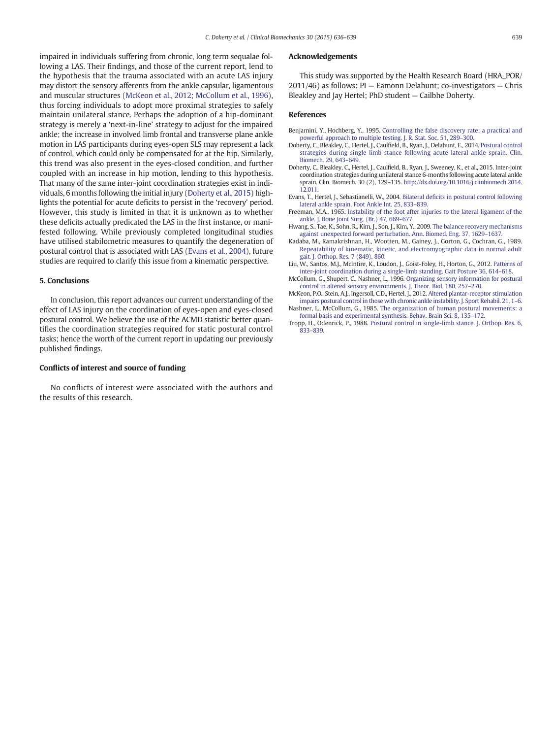impaired in individuals suffering from chronic, long term sequalae following a LAS. Their findings, and those of the current report, lend to the hypothesis that the trauma associated with an acute LAS injury may distort the sensory afferents from the ankle capsular, ligamentous and muscular structures (McKeon et al., 2012; McCollum et al., 1996), thus forcing individuals to adopt more proximal strategies to safely maintain unilateral stance. Perhaps the adoption of a hip-dominant strategy is merely a 'next-in-line' strategy to adjust for the impaired ankle; the increase in involved limb frontal and transverse plane ankle motion in LAS participants during eyes-open SLS may represent a lack of control, which could only be compensated for at the hip. Similarly, this trend was also present in the eyes-closed condition, and further coupled with an increase in hip motion, lending to this hypothesis. That many of the same inter-joint coordination strategies exist in individuals, 6 months following the initial injury (Doherty et al., 2015) highlights the potential for acute deficits to persist in the 'recovery' period. However, this study is limited in that it is unknown as to whether these deficits actually predicated the LAS in the first instance, or manifested following. While previously completed longitudinal studies have utilised stabilometric measures to quantify the degeneration of postural control that is associated with LAS (Evans et al., 2004), future studies are required to clarify this issue from a kinematic perspective.

## 5. Conclusions

In conclusion, this report advances our current understanding of the effect of LAS injury on the coordination of eyes-open and eyes-closed postural control. We believe the use of the ACMD statistic better quantifies the coordination strategies required for static postural control tasks; hence the worth of the current report in updating our previously published findings.

## Conflicts of interest and source of funding

No conflicts of interest were associated with the authors and the results of this research.

## Acknowledgements

This study was supported by the Health Research Board (HRA_POR/2011/46) as follows: PI — Eamonn Delahunt; co-investigators — Chris Bleakley and Jay Hertel; PhD student — Cailbhe Doherty.

## References

Benjamini, Y., Hochberg, Y., 1995. Controlling the false discovery rate: a practical and powerful approach to multiple testing. J. R. Stat. Soc. 51, 289–300.

Doherty, C., Bleakley, C., Hertel, J., Caulfield, B., Ryan, J., Delahunt, E., 2014. Postural control strategies during single limb stance following acute lateral ankle sprain. Clin. Biomech. 29, 643–649.

Doherty, C., Bleakley, C., Hertel, J., Caulfield, B., Ryan, J., Sweeney, K., et al., 2015. Inter-joint coordination strategies during unilateral stance 6-months following acute lateral ankle sprain. Clin. Biomech. 30 (2), 129–135. http://dx.doi.org/10.1016/j.clinbiomech.2014.12.011.

Evans, T., Hertel, J., Sebastianelli, W., 2004. Bilateral deficits in postural control following lateral ankle sprain. Foot Ankle Int. 25, 833–839.

Freeman, M.A., 1965. Instability of the foot after injuries to the lateral ligament of the ankle. J. Bone Joint Surg. (Br.) 47, 669–677.

Hwang, S., Tae, K., Sohn, R., Kim, J., Son, J., Kim, Y., 2009. The balance recovery mechanisms against unexpected forward perturbation. Ann. Biomed. Eng. 37, 1629–1637.

Kadaba, M., Ramakrishnan, H., Wootten, M., Gainey, J., Gorton, G., Cochran, G., 1989. Repeatability of kinematic, kinetic, and electromyographic data in normal adult gait. J. Orthop. Res. 7 (849), 860.

Liu, W., Santos, M.J., McIntire, K., Loudon, J., Goist-Foley, H., Horton, G., 2012. Patterns of inter-joint coordination during a single-limb standing. Gait Posture 36, 614–618.

McCollum, G., Shupert, C., Nashner, L., 1996. Organizing sensory information for postural control in altered sensory environments. J. Theor. Biol. 180, 257–270.

McKeon, P.O., Stein, A.J., Ingersoll, C.D., Hertel, J., 2012. Altered plantar-receptor stimulation impairs postural control in those with chronic ankle instability. J. Sport Rehabil. 21, 1–6.

Nashner, L., McCollum, G., 1985. The organization of human postural movements: a formal basis and experimental synthesis. Behav. Brain Sci. 8, 135–172.

Tropp, H., Odenrick, P., 1988. Postural control in single-limb stance. J. Orthop. Res. 6, 833–839.